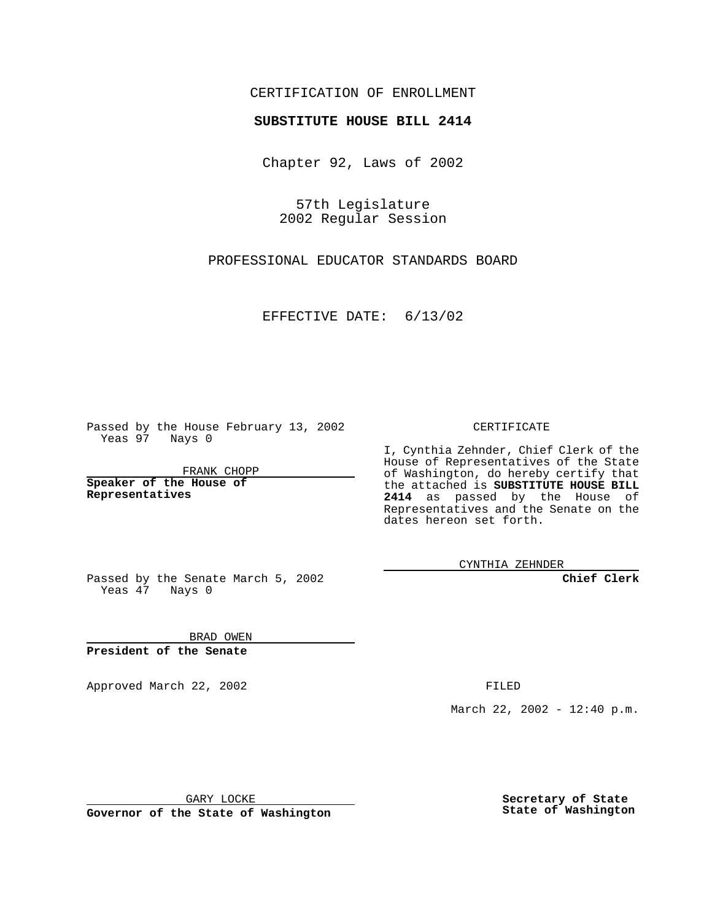CERTIFICATION OF ENROLLMENT

**SUBSTITUTE HOUSE BILL 2414**

Chapter 92, Laws of 2002

57th Legislature
2002 Regular Session

PROFESSIONAL EDUCATOR STANDARDS BOARD

EFFECTIVE DATE: 6/13/02

Passed by the House February 13, 2002
Yeas 97 Nays 0

FRANK CHOPP

**Speaker of the House of Representatives**

Passed by the Senate March 5, 2002
Yeas 47 Nays 0

BRAD OWEN

**President of the Senate**

Approved March 22, 2002

GARY LOCKE

**Governor of the State of Washington**

CERTIFICATE

I, Cynthia Zehnder, Chief Clerk of the House of Representatives of the State of Washington, do hereby certify that the attached is **SUBSTITUTE HOUSE BILL 2414** as passed by the House of Representatives and the Senate on the dates hereon set forth.

CYNTHIA ZEHNDER

**Chief Clerk**

FILED

March 22, 2002 - 12:40 p.m.

**Secretary of State**
**State of Washington**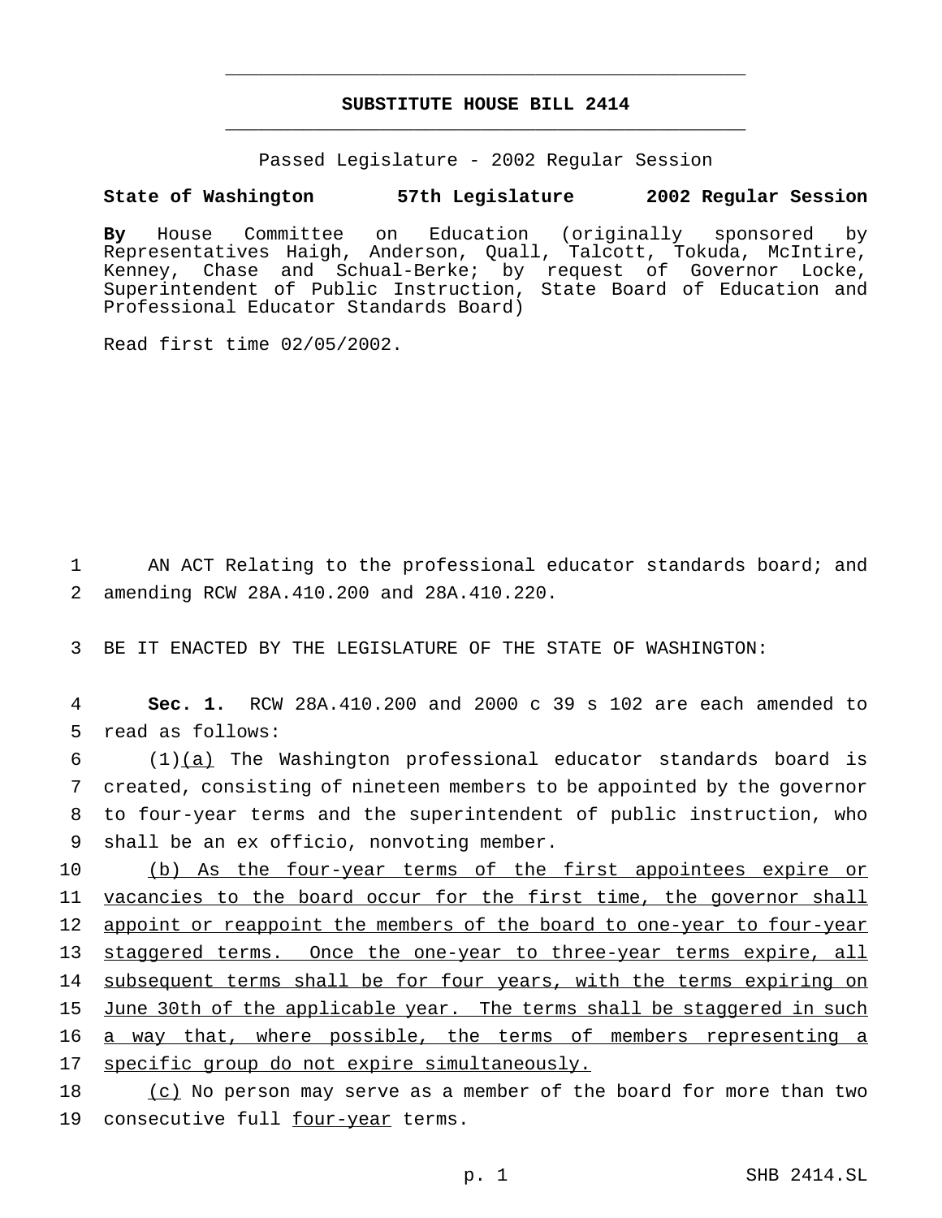# SUBSTITUTE HOUSE BILL 2414

Passed Legislature - 2002 Regular Session

**State of Washington 57th Legislature 2002 Regular Session**

**By** House Committee on Education (originally sponsored by Representatives Haigh, Anderson, Quall, Talcott, Tokuda, McIntire, Kenney, Chase and Schual-Berke; by request of Governor Locke, Superintendent of Public Instruction, State Board of Education and Professional Educator Standards Board)

Read first time 02/05/2002.

1 AN ACT Relating to the professional educator standards board; and
2 amending RCW 28A.410.200 and 28A.410.220.

3 BE IT ENACTED BY THE LEGISLATURE OF THE STATE OF WASHINGTON:

4 **Sec. 1.** RCW 28A.410.200 and 2000 c 39 s 102 are each amended to
5 read as follows:

6 (1)(a) The Washington professional educator standards board is
7 created, consisting of nineteen members to be appointed by the governor
8 to four-year terms and the superintendent of public instruction, who
9 shall be an ex officio, nonvoting member.

10 (b) As the four-year terms of the first appointees expire or
11 vacancies to the board occur for the first time, the governor shall
12 appoint or reappoint the members of the board to one-year to four-year
13 staggered terms. Once the one-year to three-year terms expire, all
14 subsequent terms shall be for four years, with the terms expiring on
15 June 30th of the applicable year. The terms shall be staggered in such
16 a way that, where possible, the terms of members representing a
17 specific group do not expire simultaneously.

18 (c) No person may serve as a member of the board for more than two
19 consecutive full four-year terms.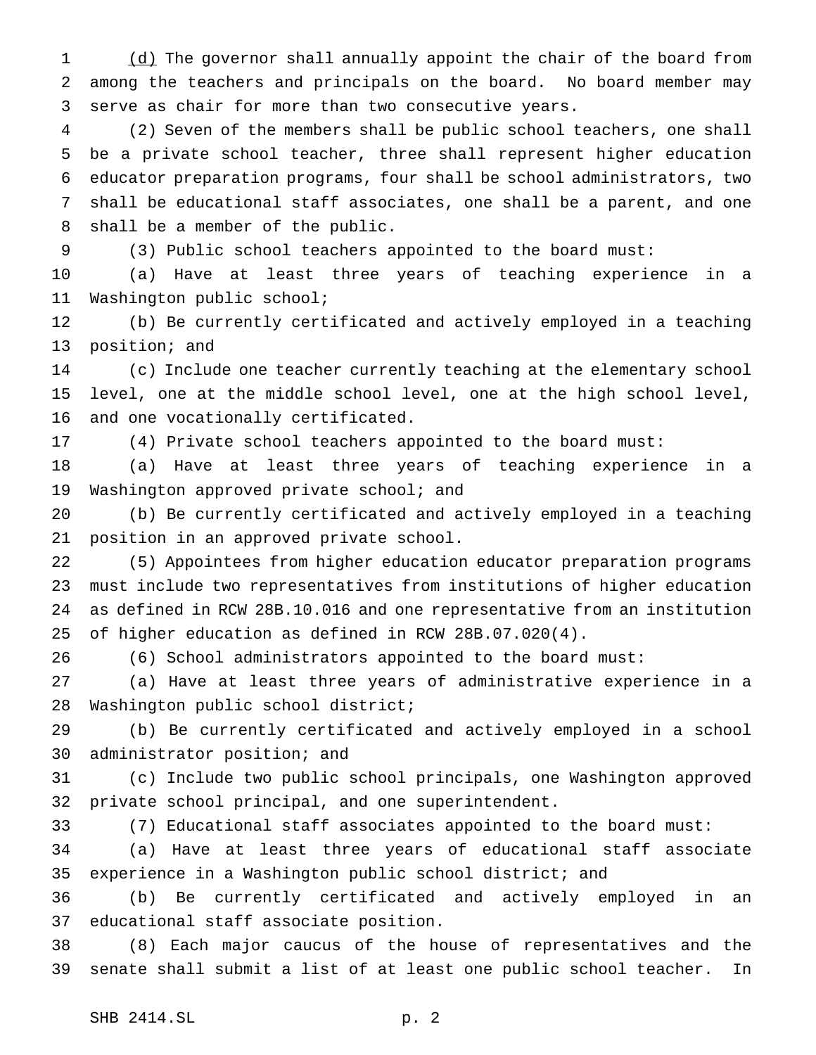(d) The governor shall annually appoint the chair of the board from among the teachers and principals on the board. No board member may serve as chair for more than two consecutive years.

(2) Seven of the members shall be public school teachers, one shall be a private school teacher, three shall represent higher education educator preparation programs, four shall be school administrators, two shall be educational staff associates, one shall be a parent, and one shall be a member of the public.

(3) Public school teachers appointed to the board must:

(a) Have at least three years of teaching experience in a Washington public school;

(b) Be currently certificated and actively employed in a teaching position; and

(c) Include one teacher currently teaching at the elementary school level, one at the middle school level, one at the high school level, and one vocationally certificated.

(4) Private school teachers appointed to the board must:

(a) Have at least three years of teaching experience in a Washington approved private school; and

(b) Be currently certificated and actively employed in a teaching position in an approved private school.

(5) Appointees from higher education educator preparation programs must include two representatives from institutions of higher education as defined in RCW 28B.10.016 and one representative from an institution of higher education as defined in RCW 28B.07.020(4).

(6) School administrators appointed to the board must:

(a) Have at least three years of administrative experience in a Washington public school district;

(b) Be currently certificated and actively employed in a school administrator position; and

(c) Include two public school principals, one Washington approved private school principal, and one superintendent.

(7) Educational staff associates appointed to the board must:

(a) Have at least three years of educational staff associate experience in a Washington public school district; and

(b) Be currently certificated and actively employed in an educational staff associate position.

(8) Each major caucus of the house of representatives and the senate shall submit a list of at least one public school teacher. In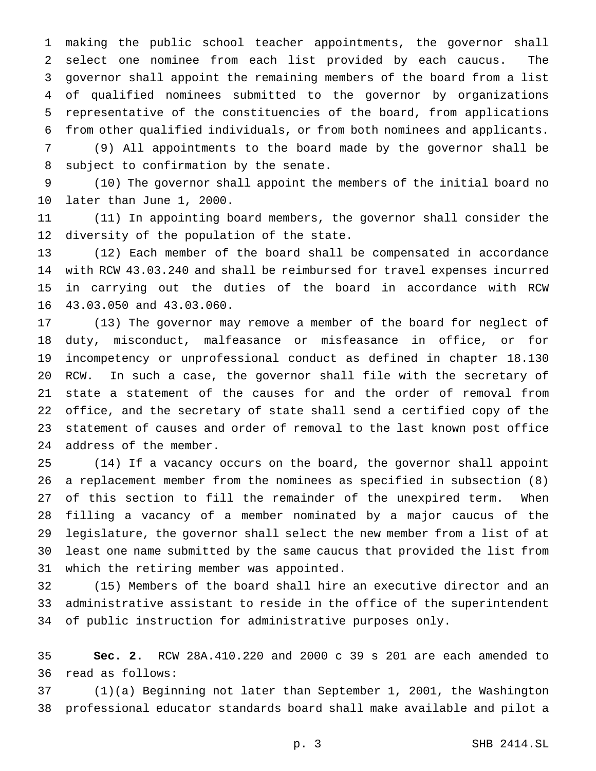making the public school teacher appointments, the governor shall select one nominee from each list provided by each caucus. The governor shall appoint the remaining members of the board from a list of qualified nominees submitted to the governor by organizations representative of the constituencies of the board, from applications from other qualified individuals, or from both nominees and applicants.

(9) All appointments to the board made by the governor shall be subject to confirmation by the senate.

(10) The governor shall appoint the members of the initial board no later than June 1, 2000.

(11) In appointing board members, the governor shall consider the diversity of the population of the state.

(12) Each member of the board shall be compensated in accordance with RCW 43.03.240 and shall be reimbursed for travel expenses incurred in carrying out the duties of the board in accordance with RCW 43.03.050 and 43.03.060.

(13) The governor may remove a member of the board for neglect of duty, misconduct, malfeasance or misfeasance in office, or for incompetency or unprofessional conduct as defined in chapter 18.130 RCW. In such a case, the governor shall file with the secretary of state a statement of the causes for and the order of removal from office, and the secretary of state shall send a certified copy of the statement of causes and order of removal to the last known post office address of the member.

(14) If a vacancy occurs on the board, the governor shall appoint a replacement member from the nominees as specified in subsection (8) of this section to fill the remainder of the unexpired term. When filling a vacancy of a member nominated by a major caucus of the legislature, the governor shall select the new member from a list of at least one name submitted by the same caucus that provided the list from which the retiring member was appointed.

(15) Members of the board shall hire an executive director and an administrative assistant to reside in the office of the superintendent of public instruction for administrative purposes only.

**Sec. 2.** RCW 28A.410.220 and 2000 c 39 s 201 are each amended to read as follows:

(1)(a) Beginning not later than September 1, 2001, the Washington professional educator standards board shall make available and pilot a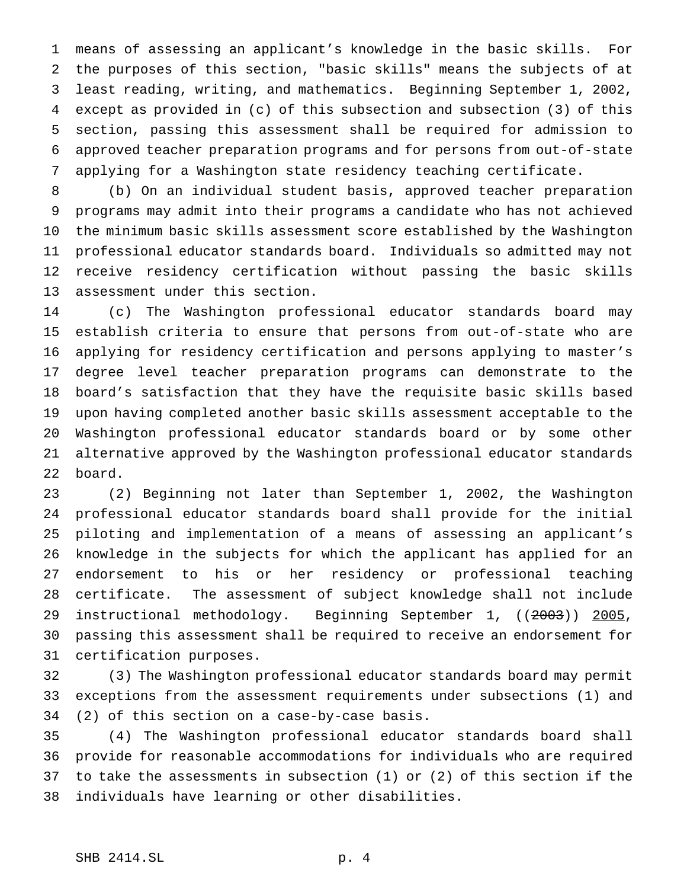means of assessing an applicant's knowledge in the basic skills. For the purposes of this section, "basic skills" means the subjects of at least reading, writing, and mathematics. Beginning September 1, 2002, except as provided in (c) of this subsection and subsection (3) of this section, passing this assessment shall be required for admission to approved teacher preparation programs and for persons from out-of-state applying for a Washington state residency teaching certificate.

(b) On an individual student basis, approved teacher preparation programs may admit into their programs a candidate who has not achieved the minimum basic skills assessment score established by the Washington professional educator standards board. Individuals so admitted may not receive residency certification without passing the basic skills assessment under this section.

(c) The Washington professional educator standards board may establish criteria to ensure that persons from out-of-state who are applying for residency certification and persons applying to master's degree level teacher preparation programs can demonstrate to the board's satisfaction that they have the requisite basic skills based upon having completed another basic skills assessment acceptable to the Washington professional educator standards board or by some other alternative approved by the Washington professional educator standards board.

(2) Beginning not later than September 1, 2002, the Washington professional educator standards board shall provide for the initial piloting and implementation of a means of assessing an applicant's knowledge in the subjects for which the applicant has applied for an endorsement to his or her residency or professional teaching certificate. The assessment of subject knowledge shall not include instructional methodology. Beginning September 1, ((~~2003~~)) <u>2005</u>, passing this assessment shall be required to receive an endorsement for certification purposes.

(3) The Washington professional educator standards board may permit exceptions from the assessment requirements under subsections (1) and (2) of this section on a case-by-case basis.

(4) The Washington professional educator standards board shall provide for reasonable accommodations for individuals who are required to take the assessments in subsection (1) or (2) of this section if the individuals have learning or other disabilities.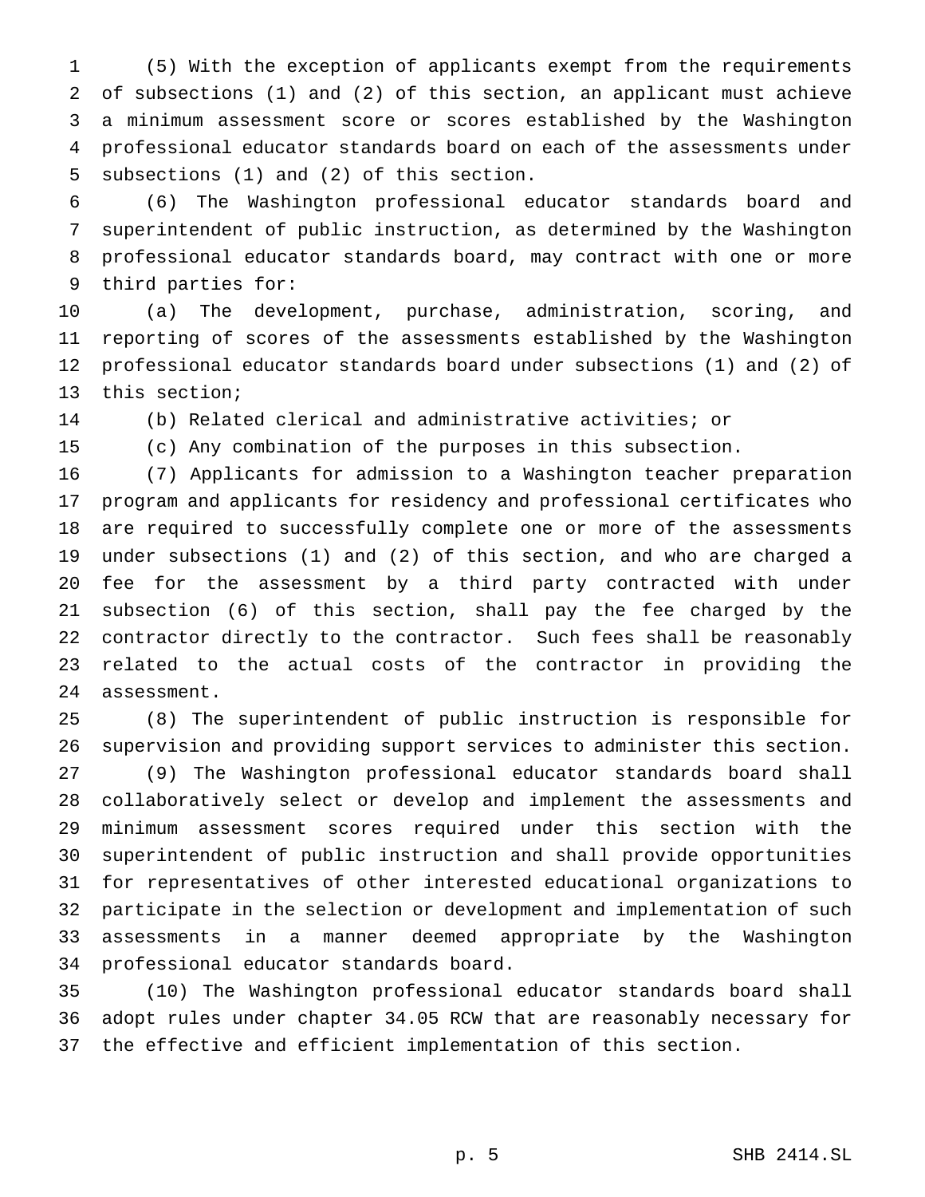(5) With the exception of applicants exempt from the requirements of subsections (1) and (2) of this section, an applicant must achieve a minimum assessment score or scores established by the Washington professional educator standards board on each of the assessments under subsections (1) and (2) of this section.

(6) The Washington professional educator standards board and superintendent of public instruction, as determined by the Washington professional educator standards board, may contract with one or more third parties for:

(a) The development, purchase, administration, scoring, and reporting of scores of the assessments established by the Washington professional educator standards board under subsections (1) and (2) of this section;

(b) Related clerical and administrative activities; or

(c) Any combination of the purposes in this subsection.

(7) Applicants for admission to a Washington teacher preparation program and applicants for residency and professional certificates who are required to successfully complete one or more of the assessments under subsections (1) and (2) of this section, and who are charged a fee for the assessment by a third party contracted with under subsection (6) of this section, shall pay the fee charged by the contractor directly to the contractor. Such fees shall be reasonably related to the actual costs of the contractor in providing the assessment.

(8) The superintendent of public instruction is responsible for supervision and providing support services to administer this section.

(9) The Washington professional educator standards board shall collaboratively select or develop and implement the assessments and minimum assessment scores required under this section with the superintendent of public instruction and shall provide opportunities for representatives of other interested educational organizations to participate in the selection or development and implementation of such assessments in a manner deemed appropriate by the Washington professional educator standards board.

(10) The Washington professional educator standards board shall adopt rules under chapter 34.05 RCW that are reasonably necessary for the effective and efficient implementation of this section.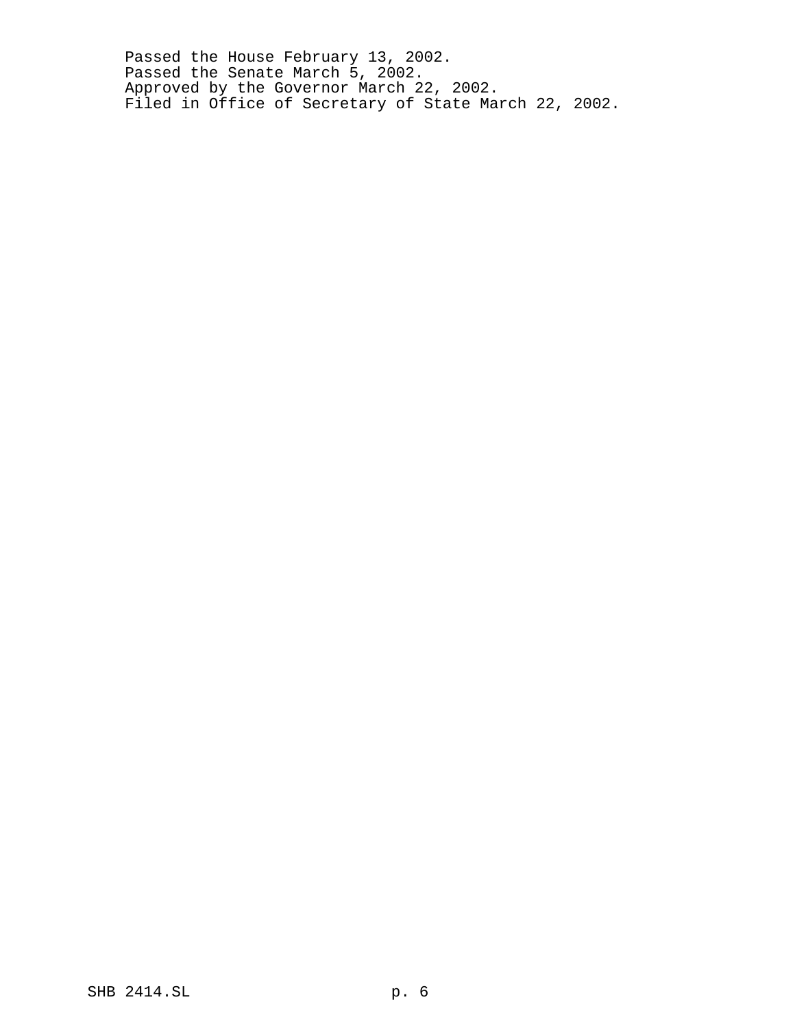Passed the House February 13, 2002.
Passed the Senate March 5, 2002.
Approved by the Governor March 22, 2002.
Filed in Office of Secretary of State March 22, 2002.